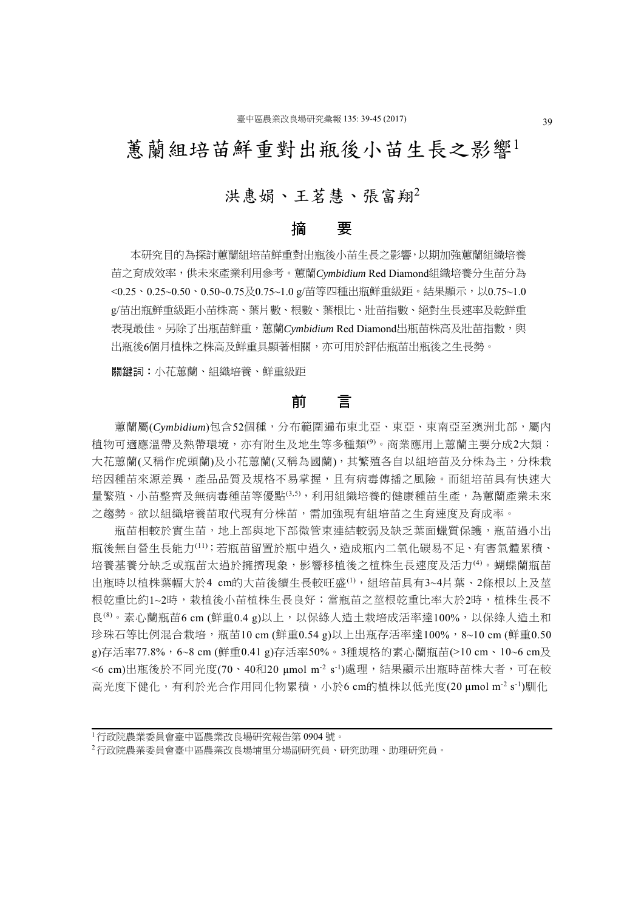# 蕙蘭組培苗鮮重對出瓶後小苗生長之影響[1]

洪惠娟、王茗慧、張富翔[2]

## 摘　要

本研究目的為探討蕙蘭組培苗鮮重對出瓶後小苗生長之影響，以期加強蕙蘭組織培養苗之育成效率，供未來產業利用參考。蕙蘭*Cymbidium* Red Diamond組織培養分生苗分為<0.25、0.25~0.50、0.50~0.75及0.75~1.0 g/苗等四種出瓶鮮重級距。結果顯示，以0.75~1.0 g/苗出瓶鮮重級距小苗株高、葉片數、根數、葉根比、壯苗指數、絕對生長速率及乾鮮重表現最佳。另除了出瓶苗鮮重，蕙蘭*Cymbidium* Red Diamond出瓶苗株高及壯苗指數，與出瓶後6個月植株之株高及鮮重具顯著相關，亦可用於評估瓶苗出瓶後之生長勢。

**關鍵詞：**小花蕙蘭、組織培養、鮮重級距

## 前　言

蕙蘭屬(*Cymbidium*)包含52個種，分布範圍遍布東北亞、東亞、東南亞至澳洲北部，屬內植物可適應溫帶及熱帶環境，亦有附生及地生等多種類[9]。商業應用上蕙蘭主要分成2大類：大花蕙蘭(又稱作虎頭蘭)及小花蕙蘭(又稱為國蘭)，其繁殖各自以組培苗及分株為主，分株栽培因種苗來源差異，產品品質及規格不易掌握，且有病毒傳播之風險。而組培苗具有快速大量繁殖、小苗整齊及無病毒種苗等優點[3,5]，利用組織培養的健康種苗生產，為蕙蘭產業未來之趨勢。欲以組織培養苗取代現有分株苗，需加強現有組培苗之生育速度及育成率。

瓶苗相較於實生苗，地上部與地下部微管束連結較弱及缺乏葉面蠟質保護，瓶苗過小出瓶後無自營生長能力[11]；若瓶苗留置於瓶中過久，造成瓶內二氧化碳易不足、有害氣體累積、培養基養分缺乏或瓶苗太過於擁擠現象，影響移植後之植株生長速度及活力[4]。蝴蝶蘭瓶苗出瓶時以植株葉幅大於4 cm的大苗後續生長較旺盛[1]，組培苗具有3~4片葉、2條根以上及莖根乾重比約1~2時，栽植後小苗植株生長良好；當瓶苗之莖根乾重比率大於2時，植株生長不良[8]。素心蘭瓶苗6 cm (鮮重0.4 g)以上，以保綠人造土栽培成活率達100%，以保綠人造土和珍珠石等比例混合栽培，瓶苗10 cm (鮮重0.54 g)以上出瓶存活率達100%，8~10 cm (鮮重0.50 g)存活率77.8%，6~8 cm (鮮重0.41 g)存活率50%。3種規格的素心蘭瓶苗(>10 cm、10~6 cm及<6 cm)出瓶後於不同光度(70、40和20 μmol $m^{-2}$ $s^{-1}$)處理，結果顯示出瓶時苗株大者，可在較高光度下健化，有利於光合作用同化物累積，小於6 cm的植株以低光度(20 μmol $m^{-2}$ $s^{-1}$)馴化

---

[1] 行政院農業委員會臺中區農業改良場研究報告第 0904 號。

[2] 行政院農業委員會臺中區農業改良場埔里分場副研究員、研究助理、助理研究員。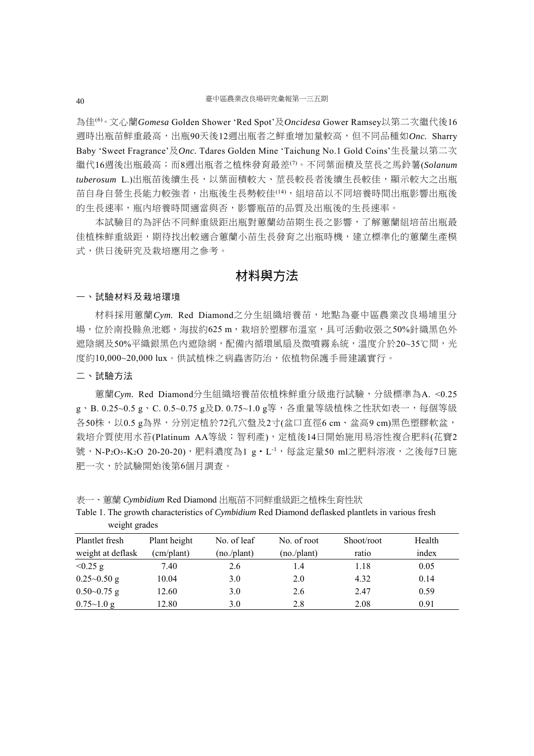為佳[6]。文心蘭*Gomesa* Golden Shower 'Red Spot'及*Oncidesa* Gower Ramsey以第二次繼代後16週時出瓶苗鮮重最高，出瓶90天後12週出瓶者之鮮重增加量較高，但不同品種如*Onc.* Sharry Baby 'Sweet Fragrance'及*Onc.* Tdares Golden Mine 'Taichung No.1 Gold Coins'生長量以第二次繼代16週後出瓶最高；而8週出瓶者之植株發育最差[7]。不同葉面積及莖長之馬鈴薯(*Solanum tuberosum* L.)出瓶苗後續生長，以葉面積較大、莖長較長者後續生長較佳，顯示較大之出瓶苗自身自營生長能力較強者，出瓶後生長勢較佳[14]，組培苗以不同培養時間出瓶影響出瓶後的生長速率，瓶內培養時間適當與否，影響瓶苗的品質及出瓶後的生長速率。

本試驗目的為評估不同鮮重級距出瓶對蕙蘭幼苗期生長之影響，了解蕙蘭組培苗出瓶最佳植株鮮重級距，期待找出較適合蕙蘭小苗生長發育之出瓶時機，建立標準化的蕙蘭生產模式，供日後研究及栽培應用之參考。

## 材料與方法

### 一、試驗材料及栽培環境

材料採用蕙蘭*Cym.* Red Diamond之分生組織培養苗，地點為臺中區農業改良場埔里分場，位於南投縣魚池鄉，海拔約625 m，栽培於塑膠布溫室，具可活動收張之50%針織黑色外遮陰網及50%平織銀黑色內遮陰網，配備內循環風扇及微噴霧系統，溫度介於20~35℃間，光度約10,000~20,000 lux。供試植株之病蟲害防治，依植物保護手冊建議實行。

### 二、試驗方法

蕙蘭*Cym.* Red Diamond分生組織培養苗依植株鮮重分級進行試驗，分級標準為A. <0.25 g、B. 0.25~0.5 g、C. 0.5~0.75 g及D. 0.75~1.0 g等，各重量等級植株之性狀如表一，每個等級各50株，以0.5 g為界，分別定植於72孔穴盤及2寸(盆口直徑6 cm、盆高9 cm)黑色塑膠軟盆，栽培介質使用水苔(Platinum AA等級；智利產)，定植後14日開始施用易溶性複合肥料(花寶2號，N-$P_2O_5$-$K_2O$ 20-20-20)，肥料濃度為1 g・$L^{-1}$，每盆定量50 ml之肥料溶液，之後每7日施肥一次，於試驗開始後第6個月調查。

表一、蕙蘭 *Cymbidium* Red Diamond 出瓶苗不同鮮重級距之植株生育性狀

Table 1. The growth characteristics of *Cymbidium* Red Diamond deflasked plantlets in various fresh weight grades

| Plantlet fresh weight at deflask | Plant height (cm/plant) | No. of leaf (no./plant) | No. of root (no./plant) | Shoot/root ratio | Health index |
|---|---|---|---|---|---|
| <0.25 g | 7.40 | 2.6 | 1.4 | 1.18 | 0.05 |
| 0.25~0.50 g | 10.04 | 3.0 | 2.0 | 4.32 | 0.14 |
| 0.50~0.75 g | 12.60 | 3.0 | 2.6 | 2.47 | 0.59 |
| 0.75~1.0 g | 12.80 | 3.0 | 2.8 | 2.08 | 0.91 |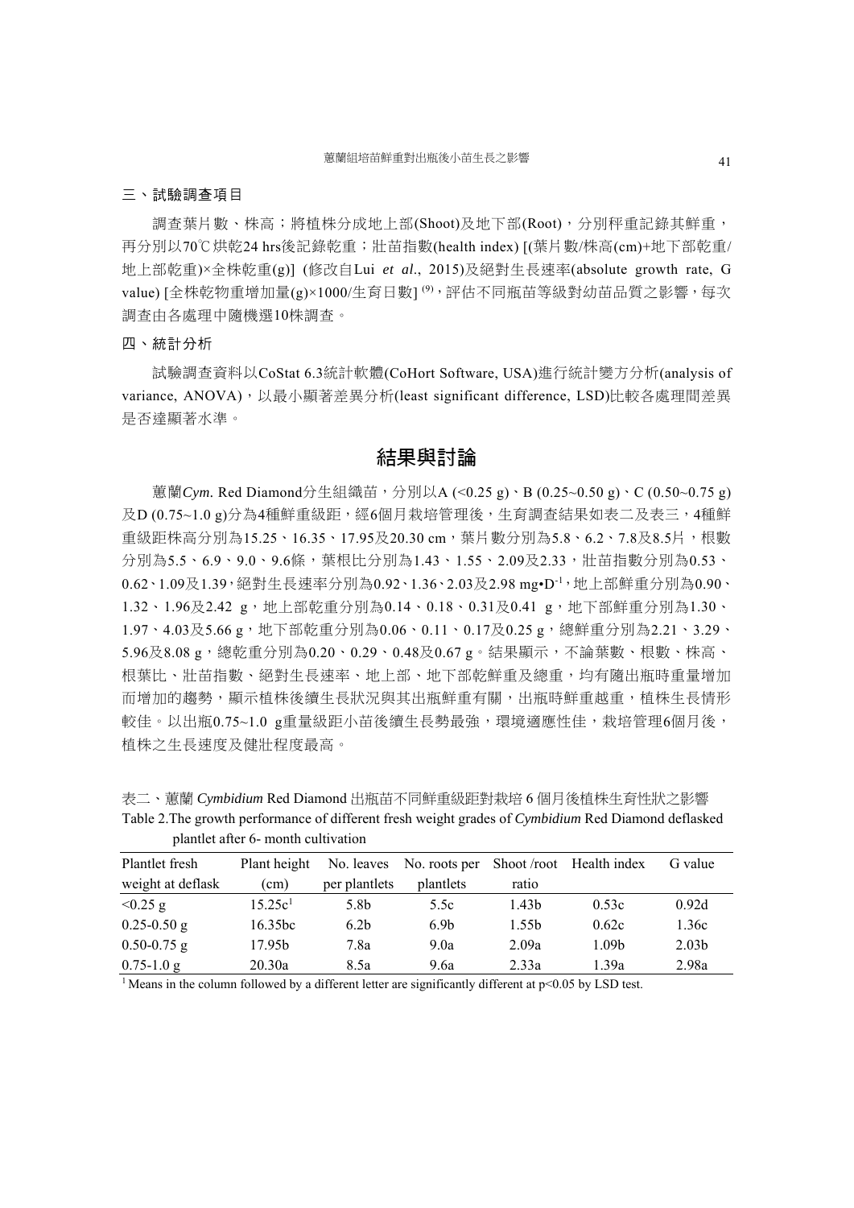### 三、試驗調查項目

調查葉片數、株高；將植株分成地上部(Shoot)及地下部(Root)，分別秤重記錄其鮮重，再分別以70℃烘乾24 hrs後記錄乾重；壯苗指數(health index) [(葉片數/株高(cm)+地下部乾重/地上部乾重)×全株乾重(g)] (修改自Lui *et al*., 2015)及絕對生長速率(absolute growth rate, G value) [全株乾物重增加量(g)×1000/生育日數] [9]，評估不同瓶苗等級對幼苗品質之影響，每次調查由各處理中隨機選10株調查。

### 四、統計分析

試驗調查資料以CoStat 6.3統計軟體(CoHort Software, USA)進行統計變方分析(analysis of variance, ANOVA)，以最小顯著差異分析(least significant difference, LSD)比較各處理間差異是否達顯著水準。

## 結果與討論

蕙蘭*Cym*. Red Diamond分生組織苗，分別以A (<0.25 g)、B (0.25~0.50 g)、C (0.50~0.75 g)及D (0.75~1.0 g)分為4種鮮重級距，經6個月栽培管理後，生育調查結果如表二及表三，4種鮮重級距株高分別為15.25、16.35、17.95及20.30 cm，葉片數分別為5.8、6.2、7.8及8.5片，根數分別為5.5、6.9、9.0、9.6條，葉根比分別為1.43、1.55、2.09及2.33，壯苗指數分別為0.53、0.62、1.09及1.39，絕對生長速率分別為0.92、1.36、2.03及2.98 mg•$D^{-1}$，地上部鮮重分別為0.90、1.32、1.96及2.42 g，地上部乾重分別為0.14、0.18、0.31及0.41 g，地下部鮮重分別為1.30、1.97、4.03及5.66 g，地下部乾重分別為0.06、0.11、0.17及0.25 g，總鮮重分別為2.21、3.29、5.96及8.08 g，總乾重分別為0.20、0.29、0.48及0.67 g。結果顯示，不論葉數、根數、株高、根葉比、壯苗指數、絕對生長速率、地上部、地下部乾鮮重及總重，均有隨出瓶時重量增加而增加的趨勢，顯示植株後續生長狀況與其出瓶鮮重有關，出瓶時鮮重越重，植株生長情形較佳。以出瓶0.75~1.0 g重量級距小苗後續生長勢最強，環境適應性佳，栽培管理6個月後，植株之生長速度及健壯程度最高。

表二、蕙蘭 *Cymbidium* Red Diamond 出瓶苗不同鮮重級距對栽培 6 個月後植株生育性狀之影響

Table 2.The growth performance of different fresh weight grades of *Cymbidium* Red Diamond deflasked plantlet after 6- month cultivation

| Plantlet fresh weight at deflask | Plant height (cm) | No. leaves per plantlets | No. roots per plantlets | Shoot /root ratio | Health index | G value |
|---|---|---|---|---|---|---|
| <0.25 g | 15.25c[1] | 5.8b | 5.5c | 1.43b | 0.53c | 0.92d |
| 0.25-0.50 g | 16.35bc | 6.2b | 6.9b | 1.55b | 0.62c | 1.36c |
| 0.50-0.75 g | 17.95b | 7.8a | 9.0a | 2.09a | 1.09b | 2.03b |
| 0.75-1.0 g | 20.30a | 8.5a | 9.6a | 2.33a | 1.39a | 2.98a |

[1] Means in the column followed by a different letter are significantly different at $p<0.05$ by LSD test.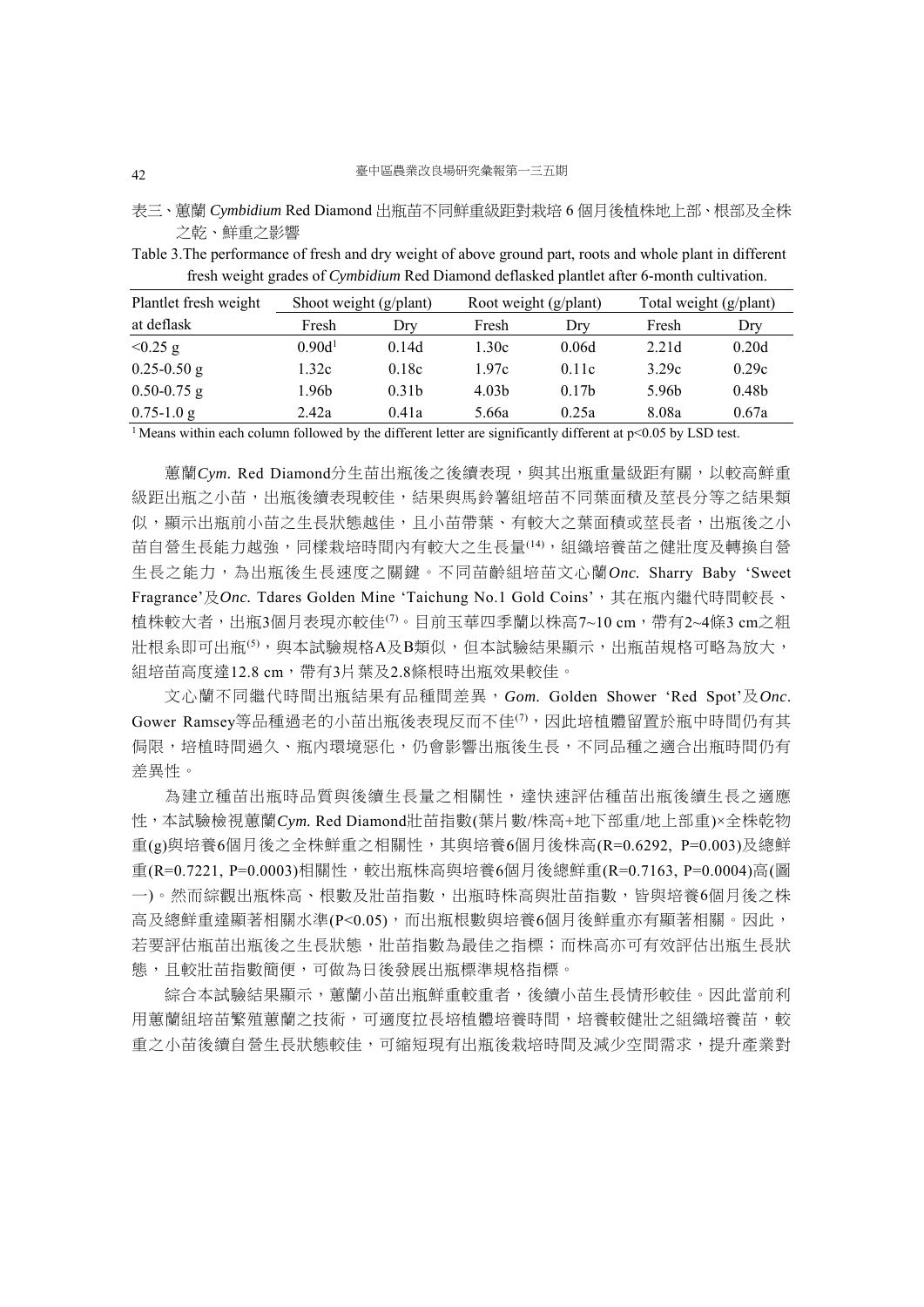表三、蕙蘭 *Cymbidium* Red Diamond 出瓶苗不同鮮重級距對栽培 6 個月後植株地上部、根部及全株之乾、鮮重之影響

Table 3.The performance of fresh and dry weight of above ground part, roots and whole plant in different fresh weight grades of *Cymbidium* Red Diamond deflasked plantlet after 6-month cultivation.

| Plantlet fresh weight at deflask | Shoot weight (g/plant) | | Root weight (g/plant) | | Total weight (g/plant) | |
|---|---|---|---|---|---|---|
| | Fresh | Dry | Fresh | Dry | Fresh | Dry |
| <0.25 g | 0.90d[1] | 0.14d | 1.30c | 0.06d | 2.21d | 0.20d |
| 0.25-0.50 g | 1.32c | 0.18c | 1.97c | 0.11c | 3.29c | 0.29c |
| 0.50-0.75 g | 1.96b | 0.31b | 4.03b | 0.17b | 5.96b | 0.48b |
| 0.75-1.0 g | 2.42a | 0.41a | 5.66a | 0.25a | 8.08a | 0.67a |

[1] Means within each column followed by the different letter are significantly different at $p<0.05$ by LSD test.

蕙蘭*Cym.* Red Diamond分生苗出瓶後之後續表現，與其出瓶重量級距有關，以較高鮮重級距出瓶之小苗，出瓶後續表現較佳，結果與馬鈴薯組培苗不同葉面積及莖長分等之結果類似，顯示出瓶前小苗之生長狀態越佳，且小苗帶葉、有較大之葉面積或莖長者，出瓶後之小苗自營生長能力越強，同樣栽培時間內有較大之生長量[14]，組織培養苗之健壯度及轉換自營生長之能力，為出瓶後生長速度之關鍵。不同苗齡組培苗文心蘭*Onc.* Sharry Baby 'Sweet Fragrance'及*Onc.* Tdares Golden Mine 'Taichung No.1 Gold Coins'，其在瓶內繼代時間較長、植株較大者，出瓶3個月表現亦較佳[7]。目前玉華四季蘭以株高7~10 cm，帶有2~4條3 cm之粗壯根系即可出瓶[5]，與本試驗規格A及B類似，但本試驗結果顯示，出瓶苗規格可略為放大，組培苗高度達12.8 cm，帶有3片葉及2.8條根時出瓶效果較佳。

文心蘭不同繼代時間出瓶結果有品種間差異，*Gom.* Golden Shower 'Red Spot'及*Onc.* Gower Ramsey等品種過老的小苗出瓶後表現反而不佳[7]，因此培植體留置於瓶中時間仍有其侷限，培植時間過久、瓶內環境惡化，仍會影響出瓶後生長，不同品種之適合出瓶時間仍有差異性。

為建立種苗出瓶時品質與後續生長量之相關性，達快速評估種苗出瓶後續生長之適應性，本試驗檢視蕙蘭*Cym.* Red Diamond壯苗指數(葉片數/株高+地下部重/地上部重)×全株乾物重(g)與培養6個月後之全株鮮重之相關性，其與培養6個月後株高(R=0.6292, P=0.003)及總鮮重(R=0.7221, P=0.0003)相關性，較出瓶株高與培養6個月後總鮮重(R=0.7163, P=0.0004)高(圖一)。然而綜觀出瓶株高、根數及壯苗指數，出瓶時株高與壯苗指數，皆與培養6個月後之株高及總鮮重達顯著相關水準($P<0.05$)，而出瓶根數與培養6個月後鮮重亦有顯著相關。因此，若要評估瓶苗出瓶後之生長狀態，壯苗指數為最佳之指標；而株高亦可有效評估出瓶生長狀態，且較壯苗指數簡便，可做為日後發展出瓶標準規格指標。

綜合本試驗結果顯示，蕙蘭小苗出瓶鮮重較重者，後續小苗生長情形較佳。因此當前利用蕙蘭組培苗繁殖蕙蘭之技術，可適度拉長培植體培養時間，培養較健壯之組織培養苗，較重之小苗後續自營生長狀態較佳，可縮短現有出瓶後栽培時間及減少空間需求，提升產業對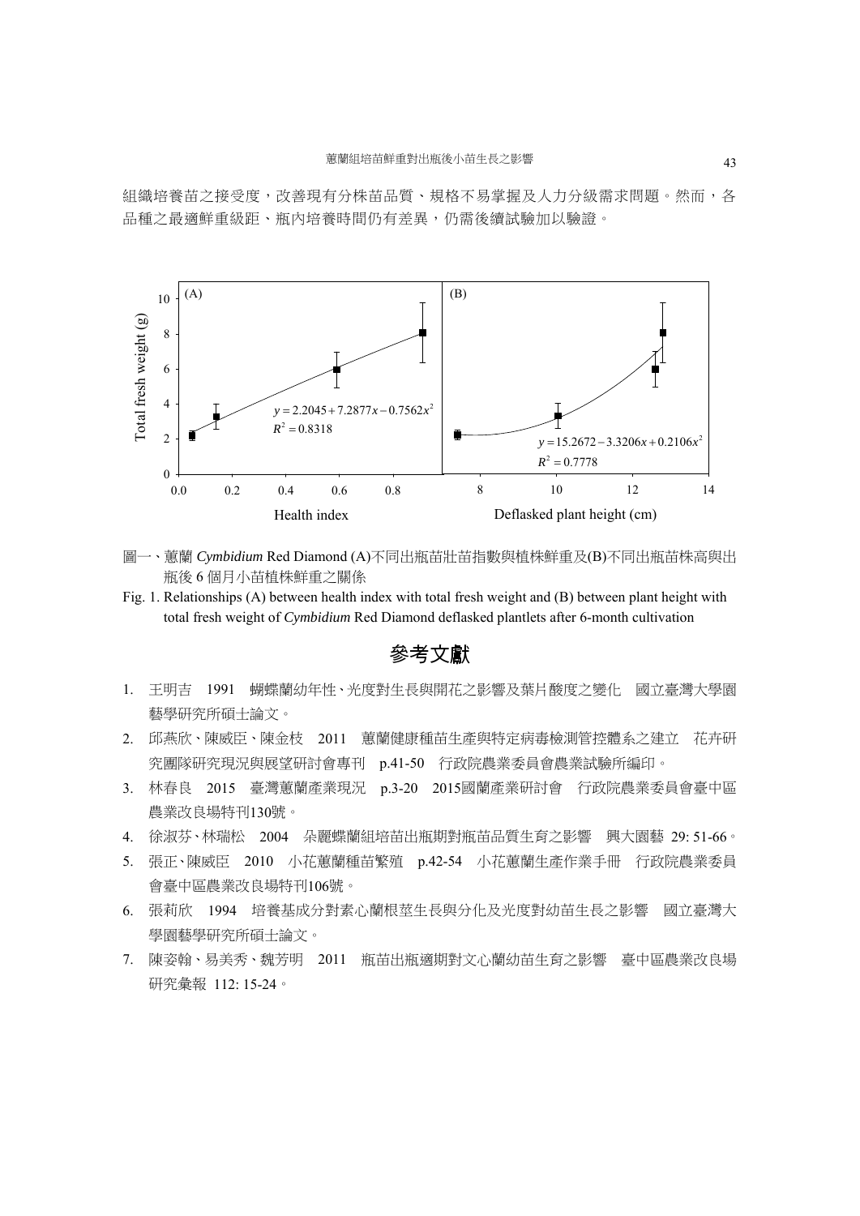組織培養苗之接受度，改善現有分株苗品質、規格不易掌握及人力分級需求問題。然而，各品種之最適鮮重級距、瓶內培養時間仍有差異，仍需後續試驗加以驗證。

圖一、蕙蘭 *Cymbidium* Red Diamond (A)不同出瓶苗壯苗指數與植株鮮重及(B)不同出瓶苗株高與出瓶後 6 個月小苗植株鮮重之關係

Fig. 1. Relationships (A) between health index with total fresh weight and (B) between plant height with total fresh weight of *Cymbidium* Red Diamond deflasked plantlets after 6-month cultivation

## 參考文獻

1. 王明吉　1991　蝴蝶蘭幼年性、光度對生長與開花之影響及葉片酸度之變化　國立臺灣大學園藝學研究所碩士論文。
2. 邱燕欣、陳威臣、陳金枝　2011　蕙蘭健康種苗生產與特定病毒檢測管控體系之建立　花卉研究團隊研究現況與展望研討會專刊　p.41-50　行政院農業委員會農業試驗所編印。
3. 林春良　2015　臺灣蕙蘭產業現況　p.3-20　2015國蘭產業研討會　行政院農業委員會臺中區農業改良場特刊130號。
4. 徐淑芬、林瑞松　2004　朵麗蝶蘭組培苗出瓶期對瓶苗品質生育之影響　興大園藝 29: 51-66。
5. 張正、陳威臣　2010　小花蕙蘭種苗繁殖　p.42-54　小花蕙蘭生產作業手冊　行政院農業委員會臺中區農業改良場特刊106號。
6. 張莉欣　1994　培養基成分對素心蘭根莖生長與分化及光度對幼苗生長之影響　國立臺灣大學園藝學研究所碩士論文。
7. 陳姿翰、易美秀、魏芳明　2011　瓶苗出瓶適期對文心蘭幼苗生育之影響　臺中區農業改良場研究彙報 112: 15-24。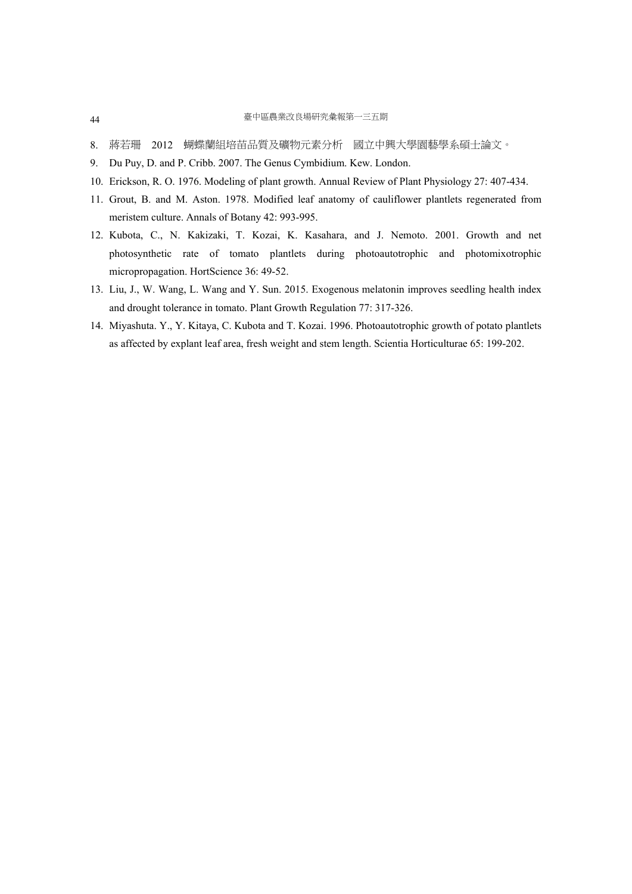8. 蔣若珊　2012　蝴蝶蘭組培苗品質及礦物元素分析　國立中興大學園藝學系碩士論文。
9. Du Puy, D. and P. Cribb. 2007. The Genus Cymbidium. Kew. London.
10. Erickson, R. O. 1976. Modeling of plant growth. Annual Review of Plant Physiology 27: 407-434.
11. Grout, B. and M. Aston. 1978. Modified leaf anatomy of cauliflower plantlets regenerated from meristem culture. Annals of Botany 42: 993-995.
12. Kubota, C., N. Kakizaki, T. Kozai, K. Kasahara, and J. Nemoto. 2001. Growth and net photosynthetic rate of tomato plantlets during photoautotrophic and photomixotrophic micropropagation. HortScience 36: 49-52.
13. Liu, J., W. Wang, L. Wang and Y. Sun. 2015. Exogenous melatonin improves seedling health index and drought tolerance in tomato. Plant Growth Regulation 77: 317-326.
14. Miyashuta. Y., Y. Kitaya, C. Kubota and T. Kozai. 1996. Photoautotrophic growth of potato plantlets as affected by explant leaf area, fresh weight and stem length. Scientia Horticulturae 65: 199-202.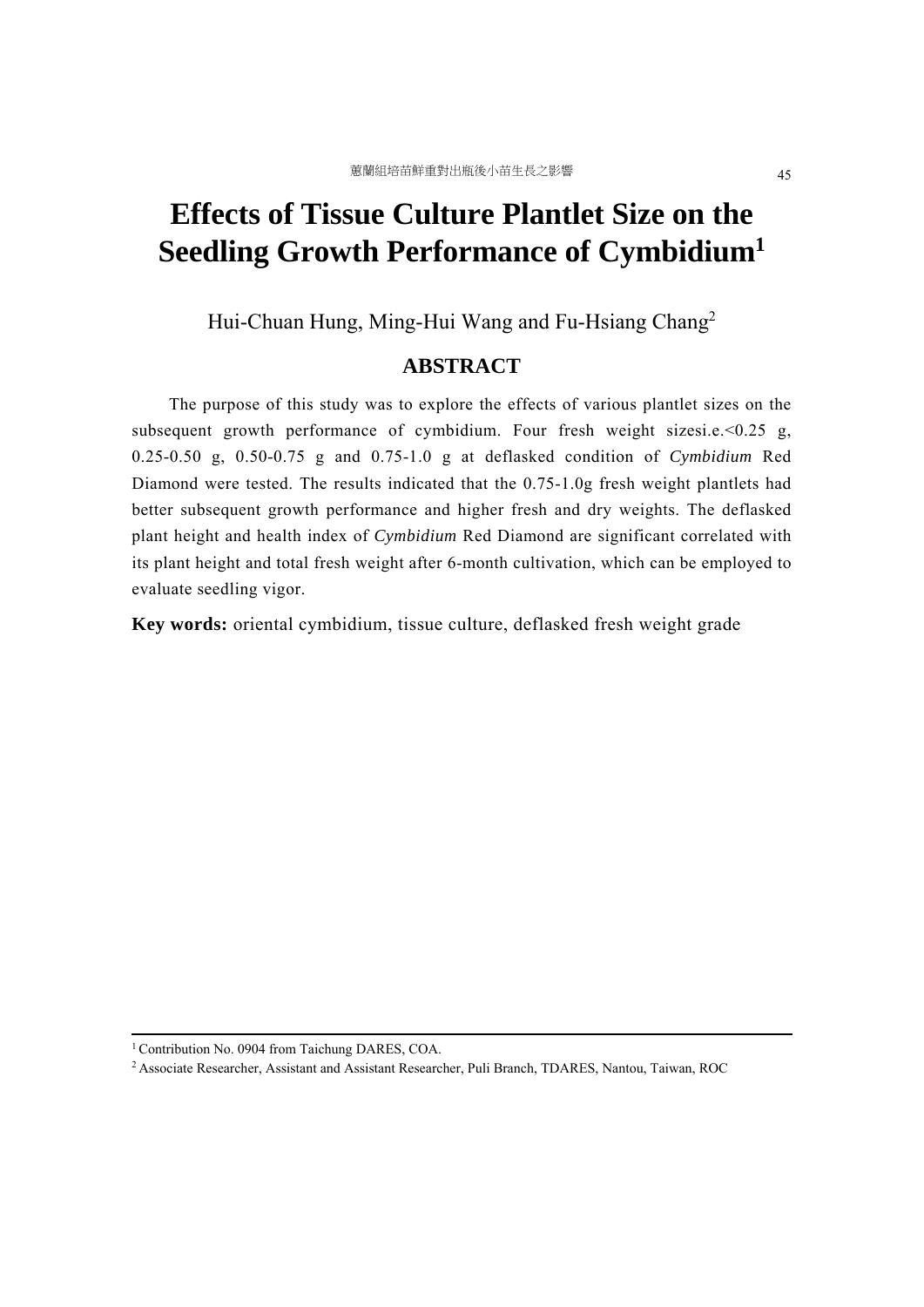# Effects of Tissue Culture Plantlet Size on the Seedling Growth Performance of Cymbidium[1]

Hui-Chuan Hung, Ming-Hui Wang and Fu-Hsiang Chang[2]

## ABSTRACT

The purpose of this study was to explore the effects of various plantlet sizes on the subsequent growth performance of cymbidium. Four fresh weight sizesi.e.<0.25 g, 0.25-0.50 g, 0.50-0.75 g and 0.75-1.0 g at deflasked condition of *Cymbidium* Red Diamond were tested. The results indicated that the 0.75-1.0g fresh weight plantlets had better subsequent growth performance and higher fresh and dry weights. The deflasked plant height and health index of *Cymbidium* Red Diamond are significant correlated with its plant height and total fresh weight after 6-month cultivation, which can be employed to evaluate seedling vigor.

**Key words:** oriental cymbidium, tissue culture, deflasked fresh weight grade

---

[1] Contribution No. 0904 from Taichung DARES, COA.

[2] Associate Researcher, Assistant and Assistant Researcher, Puli Branch, TDARES, Nantou, Taiwan, ROC